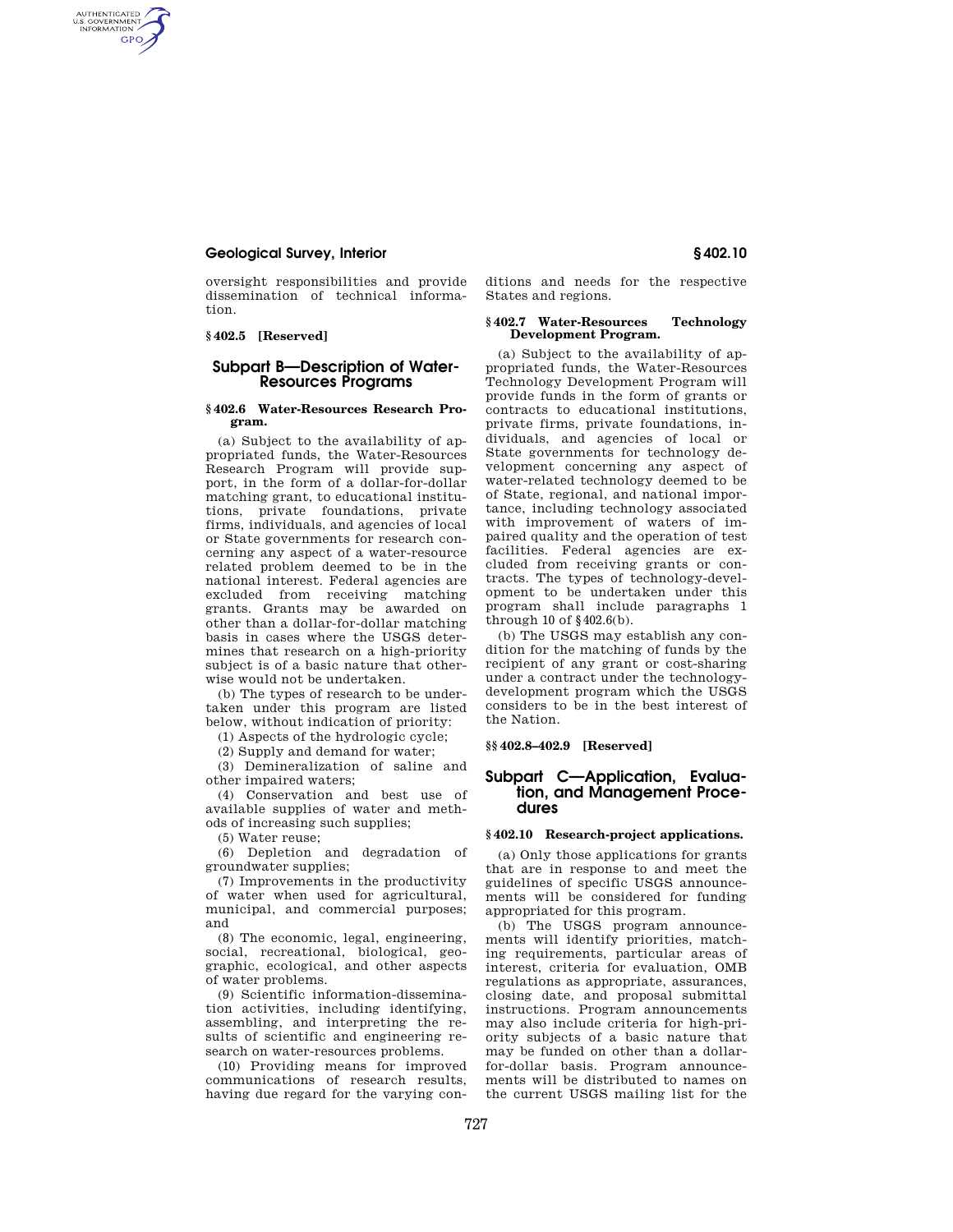oversight responsibilities and provide dissemination of technical information.

**§ 402.5 [Reserved]**

## Subpart B—Description of Water-Resources Programs

**§ 402.6 Water-Resources Research Program.**

(a) Subject to the availability of appropriated funds, the Water-Resources Research Program will provide support, in the form of a dollar-for-dollar matching grant, to educational institutions, private foundations, private firms, individuals, and agencies of local or State governments for research concerning any aspect of a water-resource related problem deemed to be in the national interest. Federal agencies are excluded from receiving matching grants. Grants may be awarded on other than a dollar-for-dollar matching basis in cases where the USGS determines that research on a high-priority subject is of a basic nature that otherwise would not be undertaken.

(b) The types of research to be undertaken under this program are listed below, without indication of priority:

(1) Aspects of the hydrologic cycle;

(2) Supply and demand for water;

(3) Demineralization of saline and other impaired waters;

(4) Conservation and best use of available supplies of water and methods of increasing such supplies;

(5) Water reuse;

(6) Depletion and degradation of groundwater supplies;

(7) Improvements in the productivity of water when used for agricultural, municipal, and commercial purposes; and

(8) The economic, legal, engineering, social, recreational, biological, geographic, ecological, and other aspects of water problems.

(9) Scientific information-dissemination activities, including identifying, assembling, and interpreting the results of scientific and engineering research on water-resources problems.

(10) Providing means for improved communications of research results, having due regard for the varying conditions and needs for the respective States and regions.

**§ 402.7 Water-Resources Technology Development Program.**

(a) Subject to the availability of appropriated funds, the Water-Resources Technology Development Program will provide funds in the form of grants or contracts to educational institutions, private firms, private foundations, individuals, and agencies of local or State governments for technology development concerning any aspect of water-related technology deemed to be of State, regional, and national importance, including technology associated with improvement of waters of impaired quality and the operation of test facilities. Federal agencies are excluded from receiving grants or contracts. The types of technology-development to be undertaken under this program shall include paragraphs 1 through 10 of § 402.6(b).

(b) The USGS may establish any condition for the matching of funds by the recipient of any grant or cost-sharing under a contract under the technology-development program which the USGS considers to be in the best interest of the Nation.

**§§ 402.8–402.9 [Reserved]**

## Subpart C—Application, Evaluation, and Management Procedures

**§ 402.10 Research-project applications.**

(a) Only those applications for grants that are in response to and meet the guidelines of specific USGS announcements will be considered for funding appropriated for this program.

(b) The USGS program announcements will identify priorities, matching requirements, particular areas of interest, criteria for evaluation, OMB regulations as appropriate, assurances, closing date, and proposal submittal instructions. Program announcements may also include criteria for high-priority subjects of a basic nature that may be funded on other than a dollar-for-dollar basis. Program announcements will be distributed to names on the current USGS mailing list for the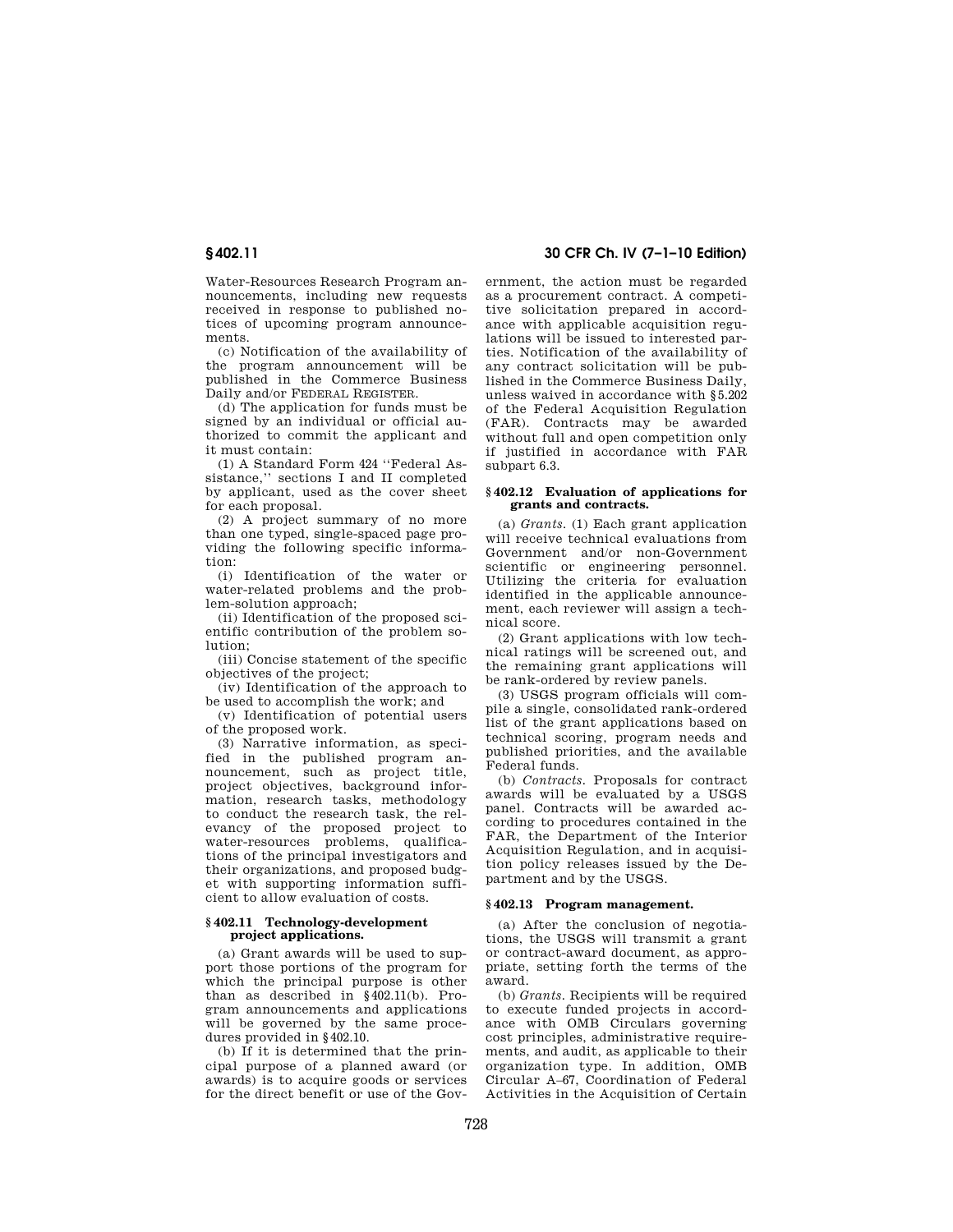Water-Resources Research Program announcements, including new requests received in response to published notices of upcoming program announcements.

(c) Notification of the availability of the program announcement will be published in the Commerce Business Daily and/or FEDERAL REGISTER.

(d) The application for funds must be signed by an individual or official authorized to commit the applicant and it must contain:

(1) A Standard Form 424 ''Federal Assistance,'' sections I and II completed by applicant, used as the cover sheet for each proposal.

(2) A project summary of no more than one typed, single-spaced page providing the following specific information:

(i) Identification of the water or water-related problems and the problem-solution approach;

(ii) Identification of the proposed scientific contribution of the problem solution;

(iii) Concise statement of the specific objectives of the project;

(iv) Identification of the approach to be used to accomplish the work; and

(v) Identification of potential users of the proposed work.

(3) Narrative information, as specified in the published program announcement, such as project title, project objectives, background information, research tasks, methodology to conduct the research task, the relevancy of the proposed project to water-resources problems, qualifications of the principal investigators and their organizations, and proposed budget with supporting information sufficient to allow evaluation of costs.

### § 402.11 Technology-development project applications.

(a) Grant awards will be used to support those portions of the program for which the principal purpose is other than as described in § 402.11(b). Program announcements and applications will be governed by the same procedures provided in § 402.10.

(b) If it is determined that the principal purpose of a planned award (or awards) is to acquire goods or services for the direct benefit or use of the Government, the action must be regarded as a procurement contract. A competitive solicitation prepared in accordance with applicable acquisition regulations will be issued to interested parties. Notification of the availability of any contract solicitation will be published in the Commerce Business Daily, unless waived in accordance with § 5.202 of the Federal Acquisition Regulation (FAR). Contracts may be awarded without full and open competition only if justified in accordance with FAR subpart 6.3.

### § 402.12 Evaluation of applications for grants and contracts.

(a) *Grants.* (1) Each grant application will receive technical evaluations from Government and/or non-Government scientific or engineering personnel. Utilizing the criteria for evaluation identified in the applicable announcement, each reviewer will assign a technical score.

(2) Grant applications with low technical ratings will be screened out, and the remaining grant applications will be rank-ordered by review panels.

(3) USGS program officials will compile a single, consolidated rank-ordered list of the grant applications based on technical scoring, program needs and published priorities, and the available Federal funds.

(b) *Contracts.* Proposals for contract awards will be evaluated by a USGS panel. Contracts will be awarded according to procedures contained in the FAR, the Department of the Interior Acquisition Regulation, and in acquisition policy releases issued by the Department and by the USGS.

### § 402.13 Program management.

(a) After the conclusion of negotiations, the USGS will transmit a grant or contract-award document, as appropriate, setting forth the terms of the award.

(b) *Grants.* Recipients will be required to execute funded projects in accordance with OMB Circulars governing cost principles, administrative requirements, and audit, as applicable to their organization type. In addition, OMB Circular A–67, Coordination of Federal Activities in the Acquisition of Certain